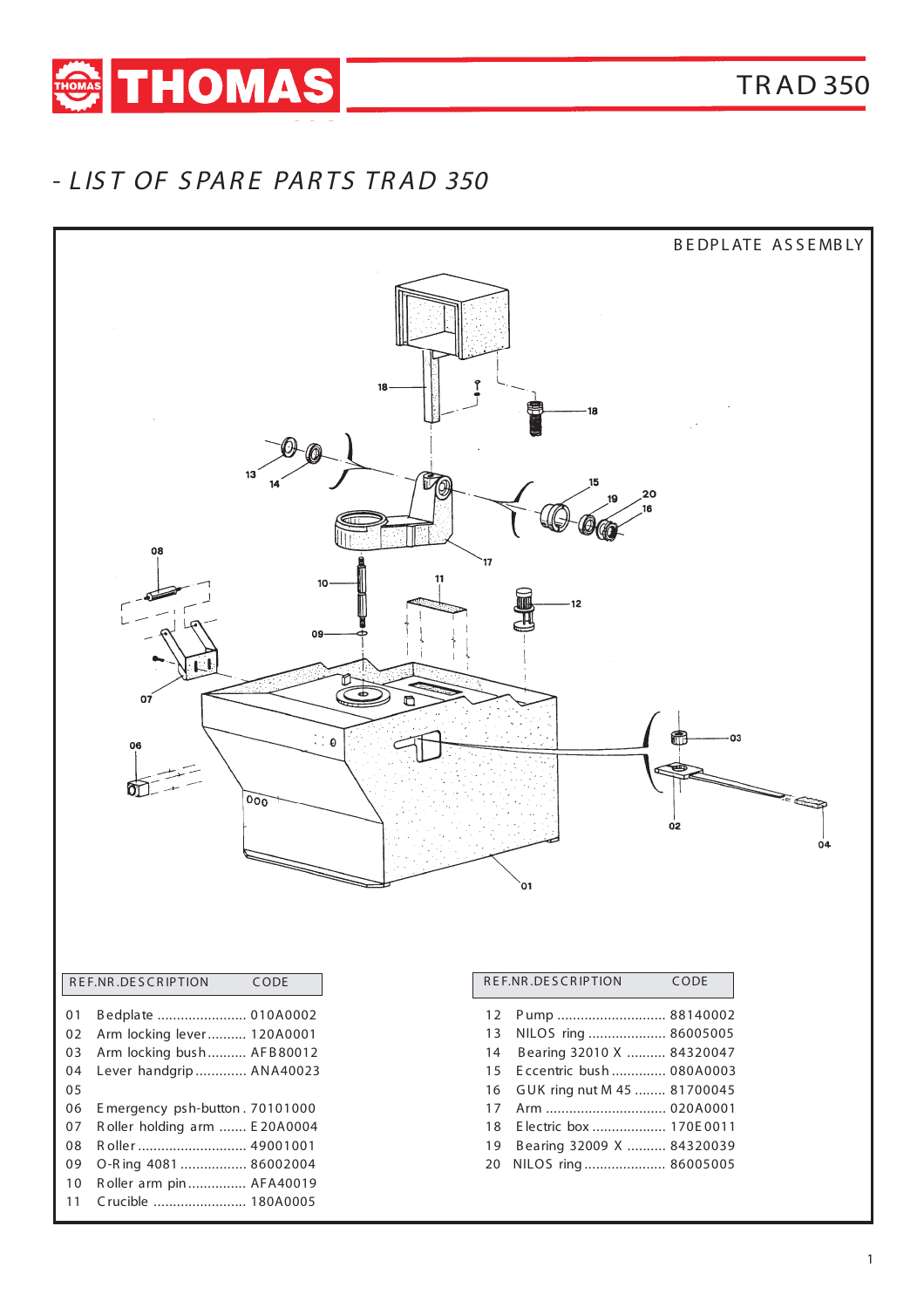THOMAS TRAD 350

## - LIST OF SPARE PARTS TRAD 350

BEDPLATE ASSEMBLY

| REF.NR. | DESCRIPTION | CODE |
|---|---|---|
| 01 | Bedplate | 010A0002 |
| 02 | Arm locking lever | 120A0001 |
| 03 | Arm locking bush | AFB80012 |
| 04 | Lever handgrip | ANA40023 |
| 05 | | |
| 06 | Emergency psh-button | 70101000 |
| 07 | Roller holding arm | E20A0004 |
| 08 | Roller | 49001001 |
| 09 | O-Ring 4081 | 86002004 |
| 10 | Roller arm pin | AFA40019 |
| 11 | Crucible | 180A0005 |

| REF.NR. | DESCRIPTION | CODE |
|---|---|---|
| 12 | Pump | 88140002 |
| 13 | NILOS ring | 86005005 |
| 14 | Bearing 32010 X | 84320047 |
| 15 | Eccentric bush | 080A0003 |
| 16 | GUK ring nut M 45 | 81700045 |
| 17 | Arm | 020A0001 |
| 18 | Electric box | 170E0011 |
| 19 | Bearing 32009 X | 84320039 |
| 20 | NILOS ring | 86005005 |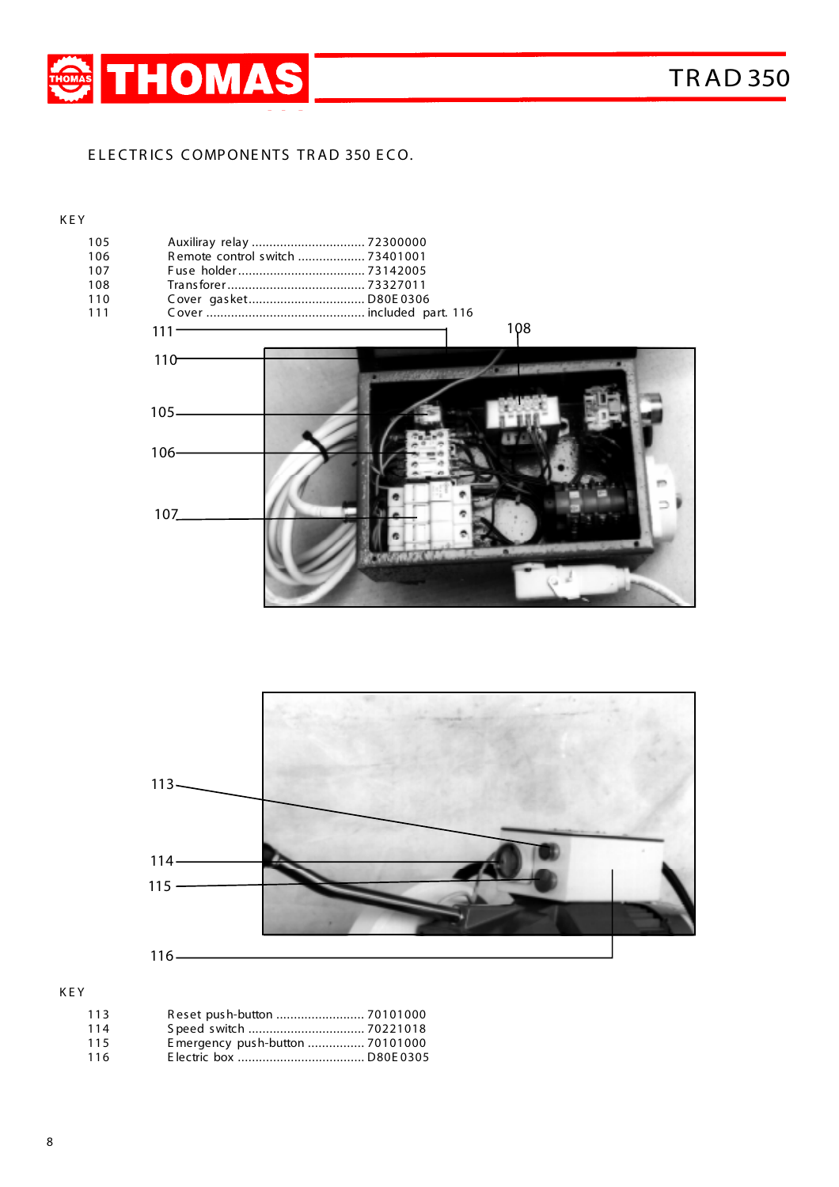THOMAS — TRAD 350

# ELECTRICS COMPONENTS TRAD 350 ECO.

KEY

| | | |
|---|---|---|
| 105 | Auxiliray relay | 72300000 |
| 106 | Remote control switch | 73401001 |
| 107 | Fuse holder | 73142005 |
| 108 | Transforer | 73327011 |
| 110 | Cover gasket | D80E0306 |
| 111 | Cover | included part. 116 |

KEY

| | | |
|---|---|---|
| 113 | Reset push-button | 70101000 |
| 114 | Speed switch | 70221018 |
| 115 | Emergency push-button | 70101000 |
| 116 | Electric box | D80E0305 |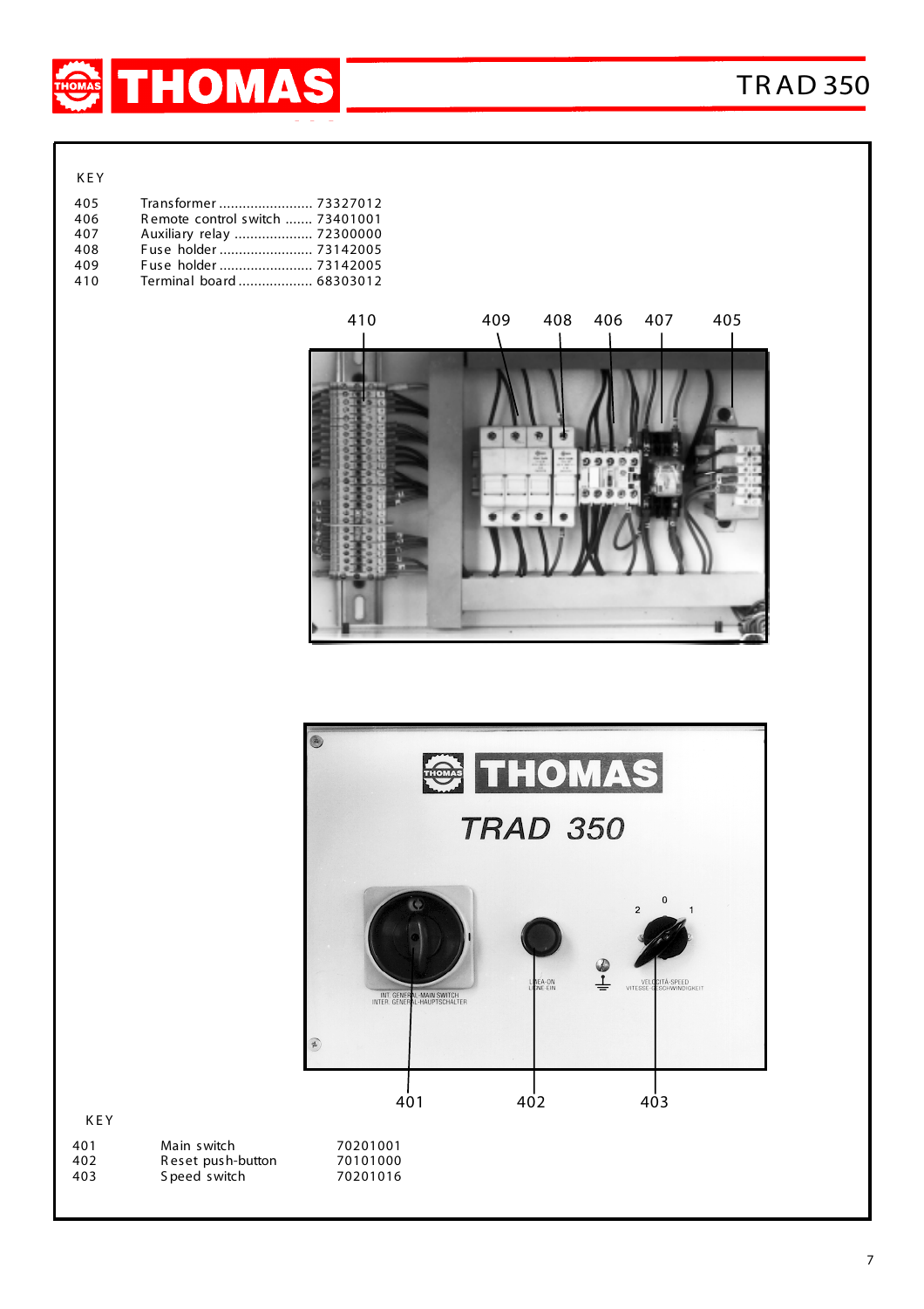KEY

| | | |
|---|---|---|
| 405 | Transformer | 73327012 |
| 406 | Remote control switch | 73401001 |
| 407 | Auxiliary relay | 72300000 |
| 408 | Fuse holder | 73142005 |
| 409 | Fuse holder | 73142005 |
| 410 | Terminal board | 68303012 |

KEY

| | | |
|---|---|---|
| 401 | Main switch | 70201001 |
| 402 | Reset push-button | 70101000 |
| 403 | Speed switch | 70201016 |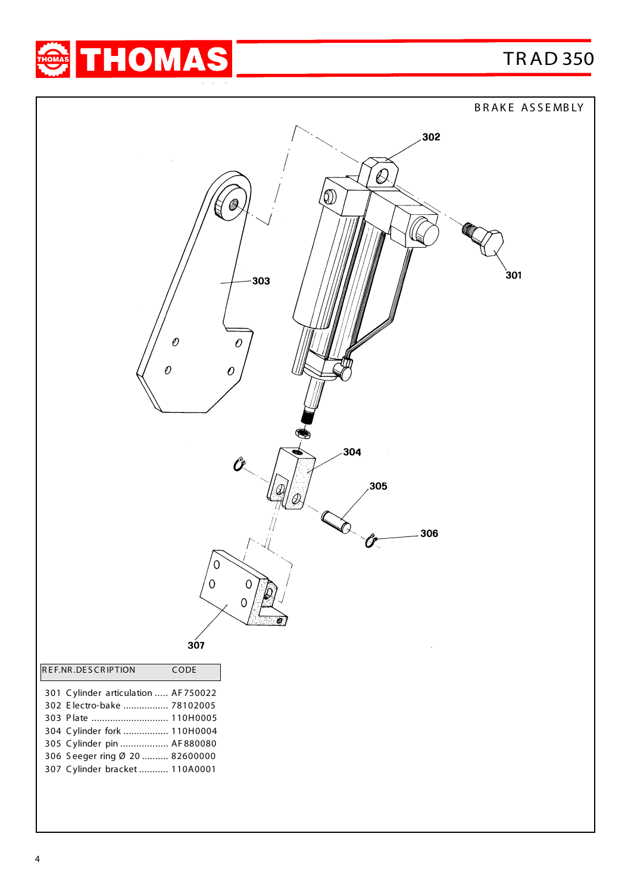# BRAKE ASSEMBLY

| REF.NR.DESCRIPTION | CODE |
|---|---|
| 301 Cylinder articulation | AF750022 |
| 302 Electro-bake | 78102005 |
| 303 Plate | 110H0005 |
| 304 Cylinder fork | 110H0004 |
| 305 Cylinder pin | AF880080 |
| 306 Seeger ring Ø 20 | 82600000 |
| 307 Cylinder bracket | 110A0001 |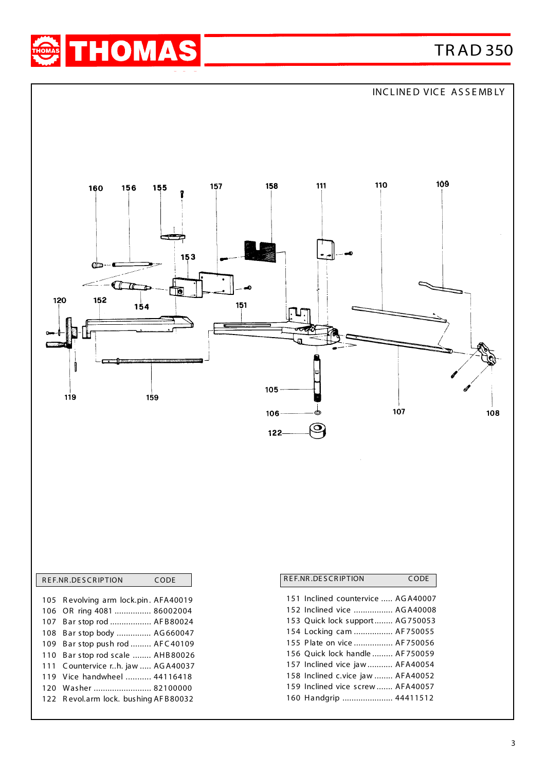## INCLINED VICE ASSEMBLY

| REF.NR. | DESCRIPTION | CODE |
|---|---|---|
| 105 | Revolving arm lock.pin | AFA40019 |
| 106 | OR ring 4081 | 86002004 |
| 107 | Bar stop rod | AFB80024 |
| 108 | Bar stop body | AG660047 |
| 109 | Bar stop push rod | AFC40109 |
| 110 | Bar stop rod scale | AHB80026 |
| 111 | Countervice r..h. jaw | AGA40037 |
| 119 | Vice handwheel | 44116418 |
| 120 | Washer | 82100000 |
| 122 | Revol.arm lock. bushing | AFB80032 |

| REF.NR. | DESCRIPTION | CODE |
|---|---|---|
| 151 | Inclined countervice | AGA40007 |
| 152 | Inclined vice | AGA40008 |
| 153 | Quick lock support | AG750053 |
| 154 | Locking cam | AF750055 |
| 155 | Plate on vice | AF750056 |
| 156 | Quick lock handle | AF750059 |
| 157 | Inclined vice jaw | AFA40054 |
| 158 | Inclined c.vice jaw | AFA40052 |
| 159 | Inclined vice screw | AFA40057 |
| 160 | Handgrip | 44411512 |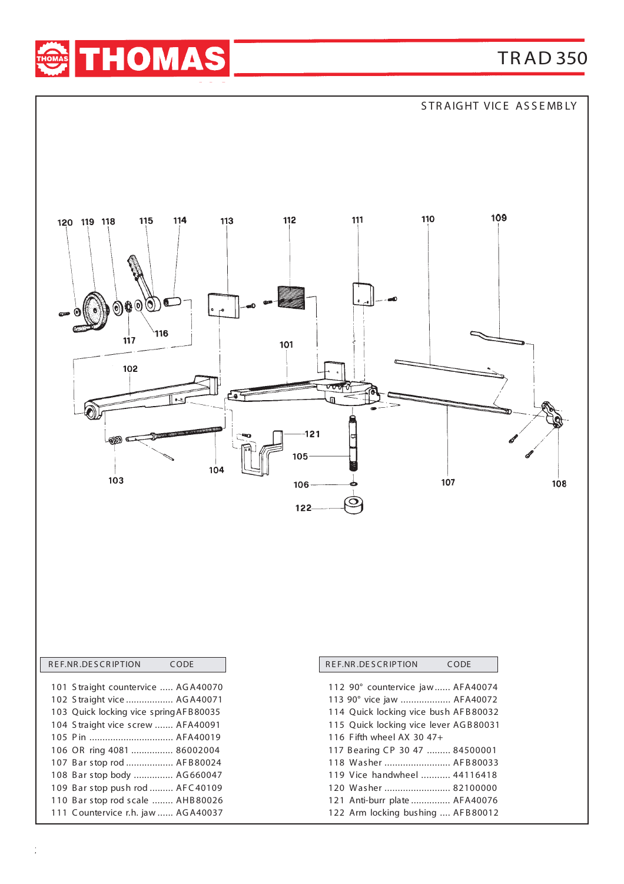# THOMAS

TRAD 350

## STRAIGHT VICE ASSEMBLY

| REF.NR. | DESCRIPTION | CODE |
|---|---|---|
| 101 | Straight countervice | AGA40070 |
| 102 | Straight vice | AGA40071 |
| 103 | Quick locking vice spring | AFB80035 |
| 104 | Straight vice screw | AFA40091 |
| 105 | Pin | AFA40019 |
| 106 | OR ring 4081 | 86002004 |
| 107 | Bar stop rod | AFB80024 |
| 108 | Bar stop body | AG660047 |
| 109 | Bar stop push rod | AFC40109 |
| 110 | Bar stop rod scale | AHB80026 |
| 111 | Countervice r.h. jaw | AGA40037 |

| REF.NR. | DESCRIPTION | CODE |
|---|---|---|
| 112 | 90° countervice jaw | AFA40074 |
| 113 | 90° vice jaw | AFA40072 |
| 114 | Quick locking vice bush | AFB80032 |
| 115 | Quick locking vice lever | AGB80031 |
| 116 | Fifth wheel AX 30 47+ | |
| 117 | Bearing CP 30 47 | 84500001 |
| 118 | Washer | AFB80033 |
| 119 | Vice handwheel | 44116418 |
| 120 | Washer | 82100000 |
| 121 | Anti-burr plate | AFA40076 |
| 122 | Arm locking bushing | AFB80012 |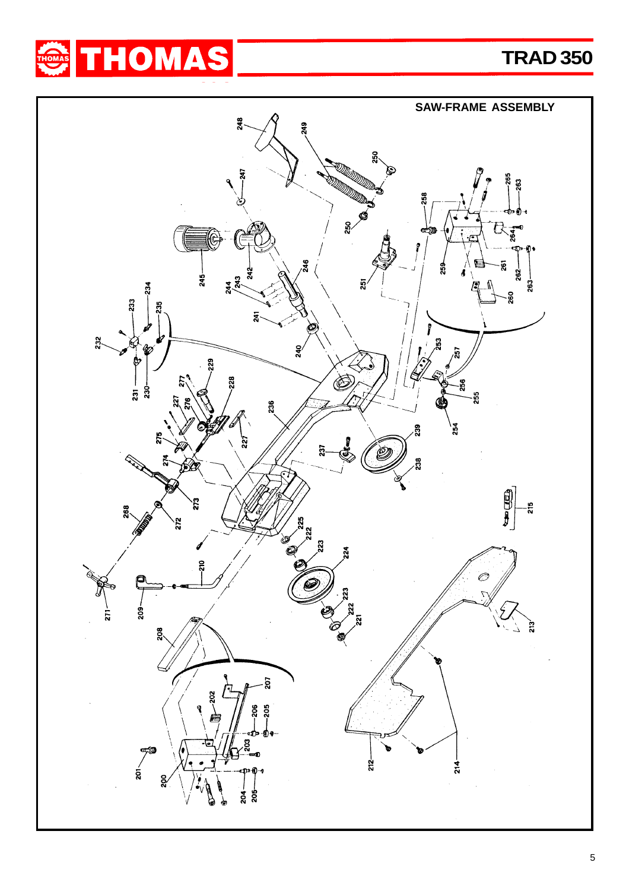# SAW-FRAME ASSEMBLY

248
249
250
247
265
263
258
250
245
242
246
264
251
259
261
262
263
244
243
260
234
233
235
241
232
240
253
257
229
277
228
231
230
256
255
227
276
236
254
275
227
239
237
274
238
273
268
272
215
225
222
223
210
224
271
209
223
222
221
213
208
207
202
206
205
203
201
200
212
214
204
205